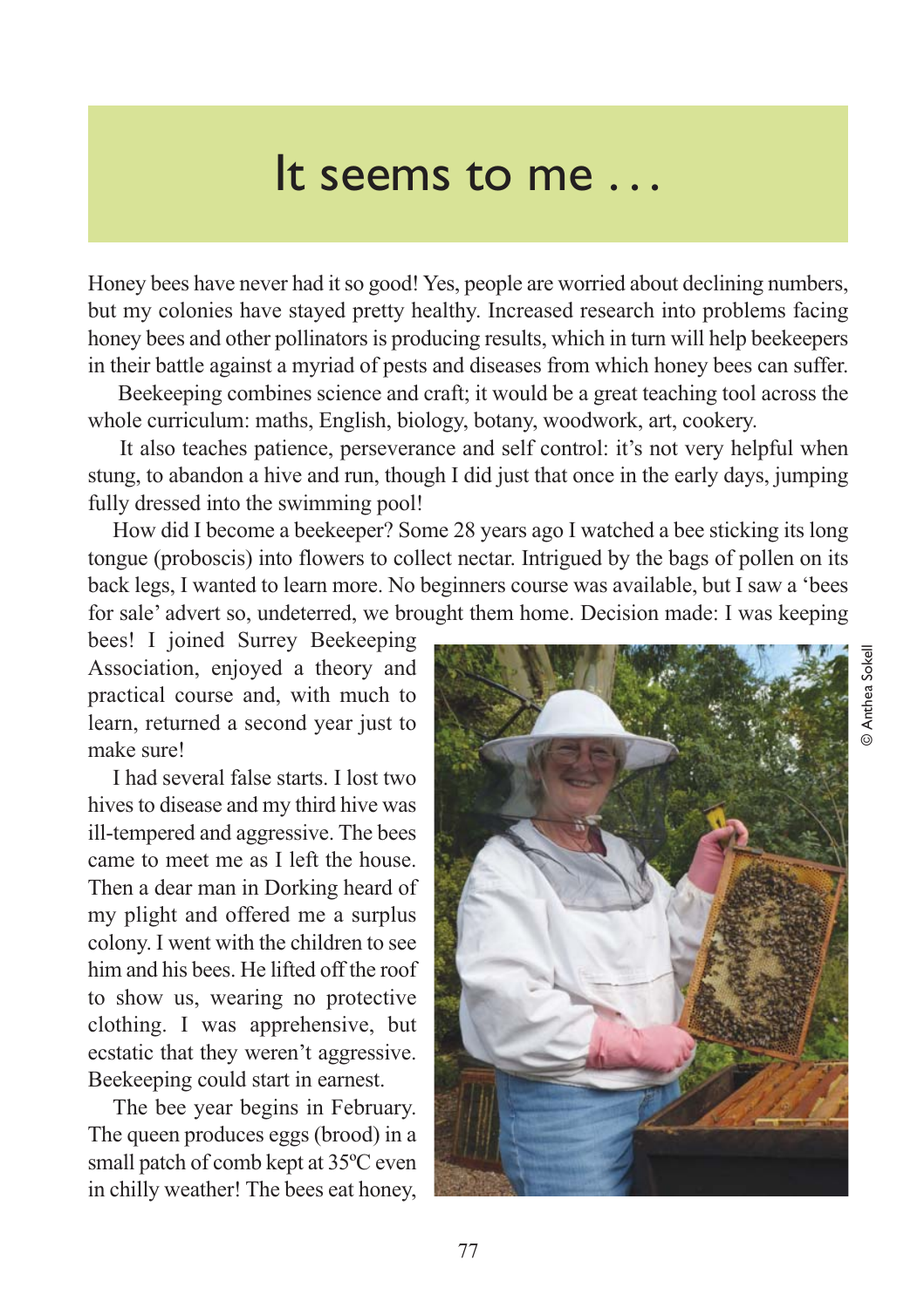# It seems to me . . .

Honey bees have never had it so good! Yes, people are worried about declining numbers, but my colonies have stayed pretty healthy. Increased research into problems facing honey bees and other pollinators is producing results, which in turn will help beekeepers in their battle against a myriad of pests and diseases from which honey bees can suffer.

Beekeeping combines science and craft; it would be a great teaching tool across the whole curriculum: maths, English, biology, botany, woodwork, art, cookery.

It also teaches patience, perseverance and self control: it's not very helpful when stung, to abandon a hive and run, though I did just that once in the early days, jumping fully dressed into the swimming pool!

How did I become a beekeeper? Some 28 years ago I watched a bee sticking its long tongue (proboscis) into flowers to collect nectar. Intrigued by the bags of pollen on its back legs, I wanted to learn more. No beginners course was available, but I saw a 'bees for sale' advert so, undeterred, we brought them home. Decision made: I was keeping bees! I joined Surrey Beekeeping Association, enjoyed a theory and practical course and, with much to learn, returned a second year just to make sure!

© Anthea Sokell

I had several false starts. I lost two hives to disease and my third hive was ill-tempered and aggressive. The bees came to meet me as I left the house. Then a dear man in Dorking heard of my plight and offered me a surplus colony. I went with the children to see him and his bees. He lifted off the roof to show us, wearing no protective clothing. I was apprehensive, but ecstatic that they weren't aggressive. Beekeeping could start in earnest.

The bee year begins in February. The queen produces eggs (brood) in a small patch of comb kept at 35ºC even in chilly weather! The bees eat honey,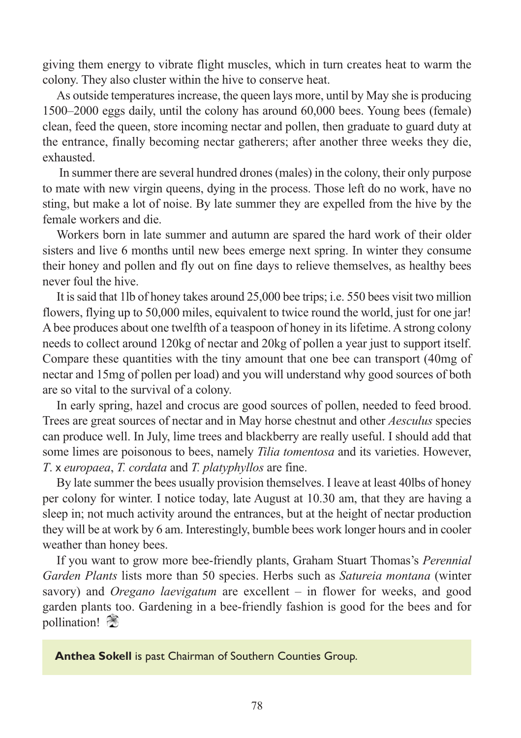giving them energy to vibrate flight muscles, which in turn creates heat to warm the colony. They also cluster within the hive to conserve heat.

As outside temperatures increase, the queen lays more, until by May she is producing 1500–2000 eggs daily, until the colony has around 60,000 bees. Young bees (female) clean, feed the queen, store incoming nectar and pollen, then graduate to guard duty at the entrance, finally becoming nectar gatherers; after another three weeks they die, exhausted.

In summer there are several hundred drones (males) in the colony, their only purpose to mate with new virgin queens, dying in the process. Those left do no work, have no sting, but make a lot of noise. By late summer they are expelled from the hive by the female workers and die.

Workers born in late summer and autumn are spared the hard work of their older sisters and live 6 months until new bees emerge next spring. In winter they consume their honey and pollen and fly out on fine days to relieve themselves, as healthy bees never foul the hive.

It is said that 1lb of honey takes around 25,000 bee trips; i.e. 550 bees visit two million flowers, flying up to 50,000 miles, equivalent to twice round the world, just for one jar! A bee produces about one twelfth of a teaspoon of honey in its lifetime. A strong colony needs to collect around 120kg of nectar and 20kg of pollen a year just to support itself. Compare these quantities with the tiny amount that one bee can transport (40mg of nectar and 15mg of pollen per load) and you will understand why good sources of both are so vital to the survival of a colony.

In early spring, hazel and crocus are good sources of pollen, needed to feed brood. Trees are great sources of nectar and in May horse chestnut and other *Aesculus* species can produce well. In July, lime trees and blackberry are really useful. I should add that some limes are poisonous to bees, namely *Tilia tomentosa* and its varieties. However, *T.* x *europaea*, *T. cordata* and *T. platyphyllos* are fine.

By late summer the bees usually provision themselves. I leave at least 40lbs of honey per colony for winter. I notice today, late August at 10.30 am, that they are having a sleep in; not much activity around the entrances, but at the height of nectar production they will be at work by 6 am. Interestingly, bumble bees work longer hours and in cooler weather than honey bees.

If you want to grow more bee-friendly plants, Graham Stuart Thomas's *Perennial Garden Plants* lists more than 50 species. Herbs such as *Satureia montana* (winter savory) and *Oregano laevigatum* are excellent – in flower for weeks, and good garden plants too. Gardening in a bee-friendly fashion is good for the bees and for pollination!

**Anthea Sokell** is past Chairman of Southern Counties Group.